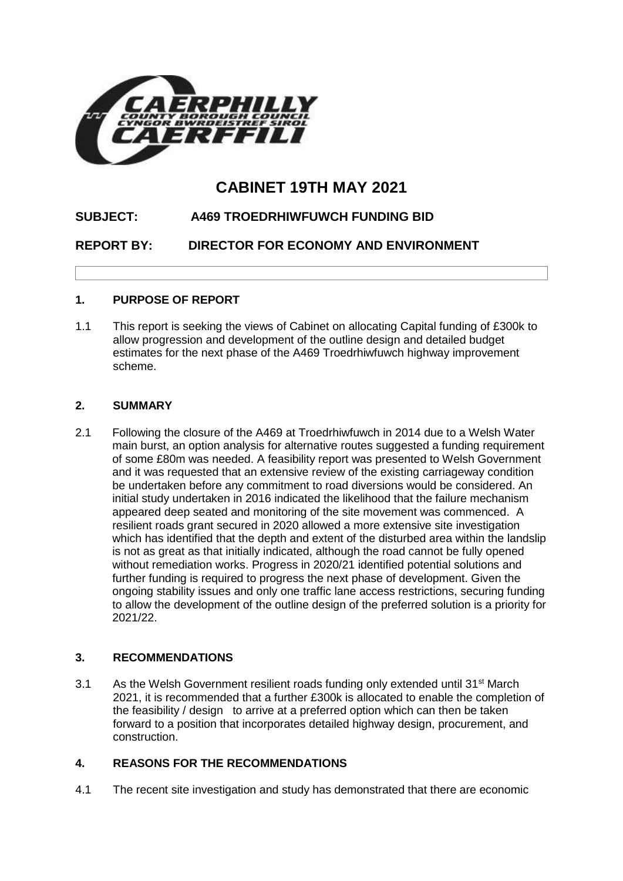# CABINET 19TH MAY 2021

**SUBJECT: A469 TROEDRHIWFUWCH FUNDING BID**

**REPORT BY: DIRECTOR FOR ECONOMY AND ENVIRONMENT**

## 1. PURPOSE OF REPORT

1.1 This report is seeking the views of Cabinet on allocating Capital funding of £300k to allow progression and development of the outline design and detailed budget estimates for the next phase of the A469 Troedrhiwfuwch highway improvement scheme.

## 2. SUMMARY

2.1 Following the closure of the A469 at Troedrhiwfuwch in 2014 due to a Welsh Water main burst, an option analysis for alternative routes suggested a funding requirement of some £80m was needed. A feasibility report was presented to Welsh Government and it was requested that an extensive review of the existing carriageway condition be undertaken before any commitment to road diversions would be considered. An initial study undertaken in 2016 indicated the likelihood that the failure mechanism appeared deep seated and monitoring of the site movement was commenced. A resilient roads grant secured in 2020 allowed a more extensive site investigation which has identified that the depth and extent of the disturbed area within the landslip is not as great as that initially indicated, although the road cannot be fully opened without remediation works. Progress in 2020/21 identified potential solutions and further funding is required to progress the next phase of development. Given the ongoing stability issues and only one traffic lane access restrictions, securing funding to allow the development of the outline design of the preferred solution is a priority for 2021/22.

## 3. RECOMMENDATIONS

3.1 As the Welsh Government resilient roads funding only extended until 31st March 2021, it is recommended that a further £300k is allocated to enable the completion of the feasibility / design to arrive at a preferred option which can then be taken forward to a position that incorporates detailed highway design, procurement, and construction.

## 4. REASONS FOR THE RECOMMENDATIONS

4.1 The recent site investigation and study has demonstrated that there are economic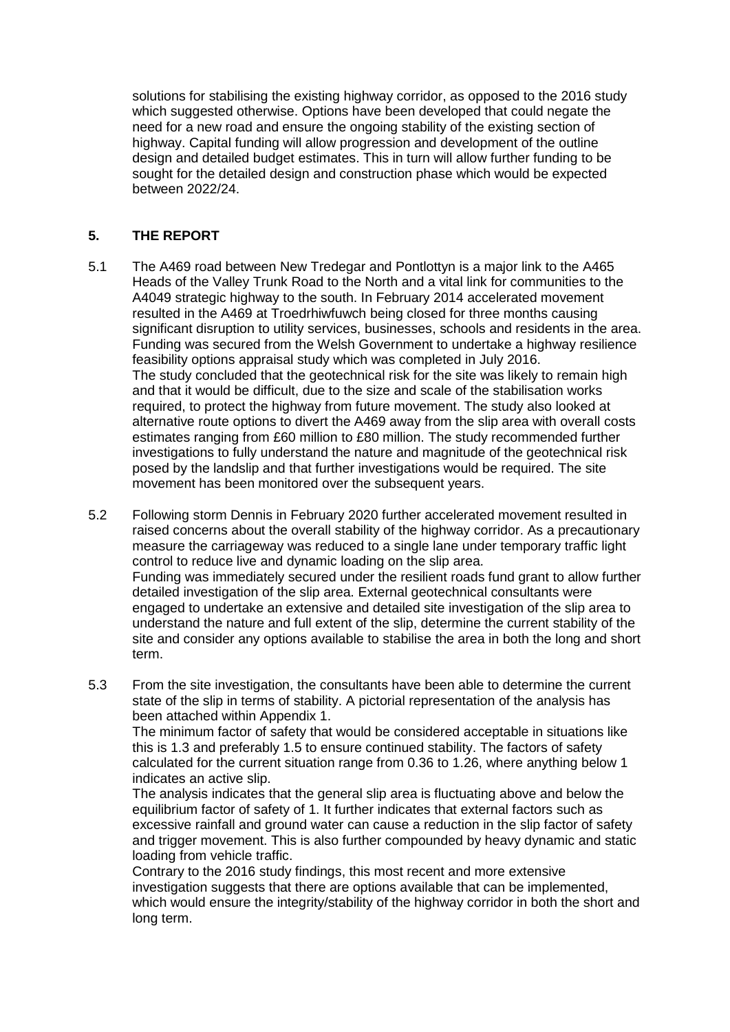solutions for stabilising the existing highway corridor, as opposed to the 2016 study which suggested otherwise. Options have been developed that could negate the need for a new road and ensure the ongoing stability of the existing section of highway. Capital funding will allow progression and development of the outline design and detailed budget estimates. This in turn will allow further funding to be sought for the detailed design and construction phase which would be expected between 2022/24.

## 5. THE REPORT

5.1 The A469 road between New Tredegar and Pontlottyn is a major link to the A465 Heads of the Valley Trunk Road to the North and a vital link for communities to the A4049 strategic highway to the south. In February 2014 accelerated movement resulted in the A469 at Troedrhiwfuwch being closed for three months causing significant disruption to utility services, businesses, schools and residents in the area. Funding was secured from the Welsh Government to undertake a highway resilience feasibility options appraisal study which was completed in July 2016.
The study concluded that the geotechnical risk for the site was likely to remain high and that it would be difficult, due to the size and scale of the stabilisation works required, to protect the highway from future movement. The study also looked at alternative route options to divert the A469 away from the slip area with overall costs estimates ranging from £60 million to £80 million. The study recommended further investigations to fully understand the nature and magnitude of the geotechnical risk posed by the landslip and that further investigations would be required. The site movement has been monitored over the subsequent years.

5.2 Following storm Dennis in February 2020 further accelerated movement resulted in raised concerns about the overall stability of the highway corridor. As a precautionary measure the carriageway was reduced to a single lane under temporary traffic light control to reduce live and dynamic loading on the slip area.
Funding was immediately secured under the resilient roads fund grant to allow further detailed investigation of the slip area. External geotechnical consultants were engaged to undertake an extensive and detailed site investigation of the slip area to understand the nature and full extent of the slip, determine the current stability of the site and consider any options available to stabilise the area in both the long and short term.

5.3 From the site investigation, the consultants have been able to determine the current state of the slip in terms of stability. A pictorial representation of the analysis has been attached within Appendix 1.
The minimum factor of safety that would be considered acceptable in situations like this is 1.3 and preferably 1.5 to ensure continued stability. The factors of safety calculated for the current situation range from 0.36 to 1.26, where anything below 1 indicates an active slip.
The analysis indicates that the general slip area is fluctuating above and below the equilibrium factor of safety of 1. It further indicates that external factors such as excessive rainfall and ground water can cause a reduction in the slip factor of safety and trigger movement. This is also further compounded by heavy dynamic and static loading from vehicle traffic.
Contrary to the 2016 study findings, this most recent and more extensive investigation suggests that there are options available that can be implemented, which would ensure the integrity/stability of the highway corridor in both the short and long term.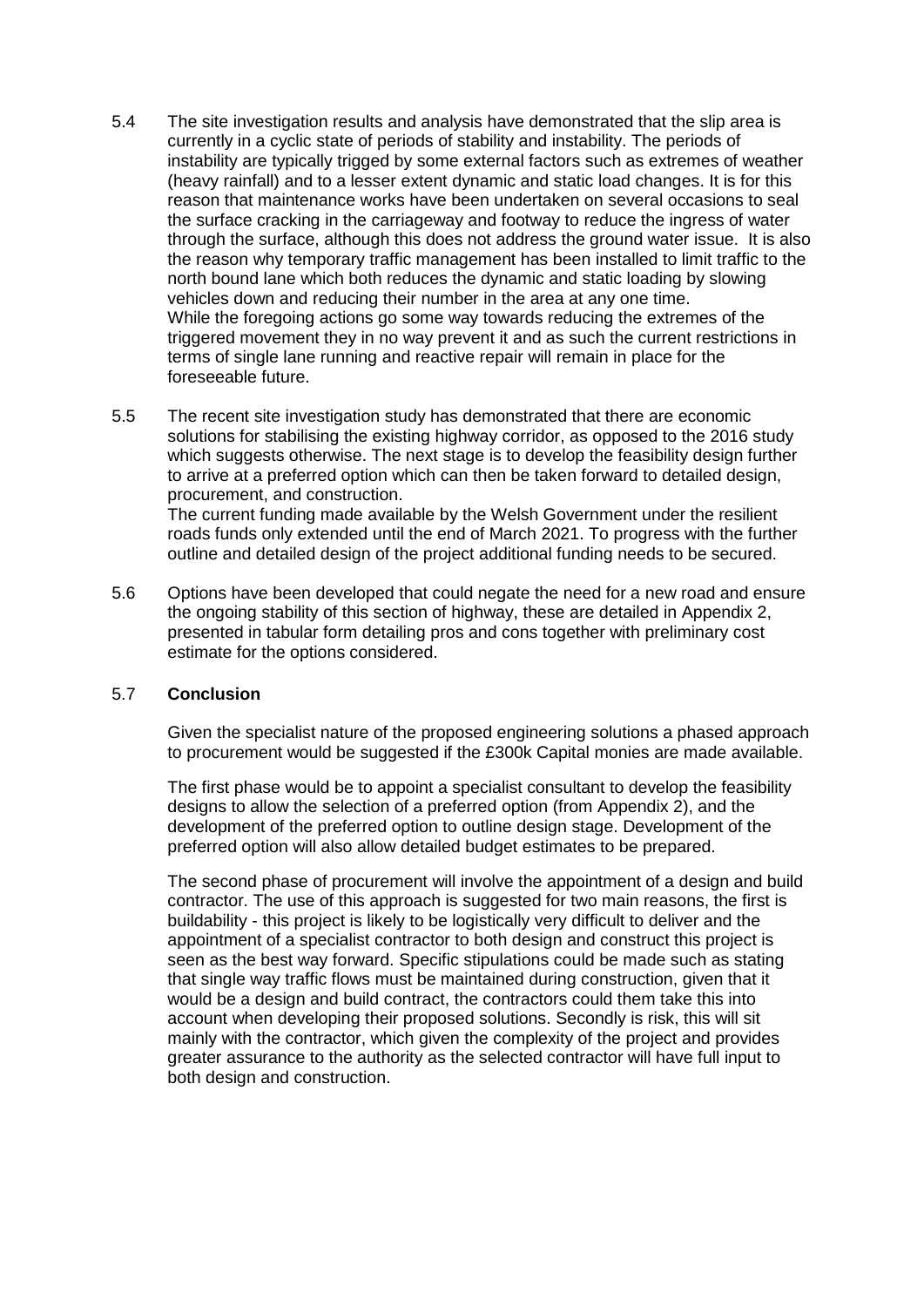5.4 The site investigation results and analysis have demonstrated that the slip area is currently in a cyclic state of periods of stability and instability. The periods of instability are typically trigged by some external factors such as extremes of weather (heavy rainfall) and to a lesser extent dynamic and static load changes. It is for this reason that maintenance works have been undertaken on several occasions to seal the surface cracking in the carriageway and footway to reduce the ingress of water through the surface, although this does not address the ground water issue. It is also the reason why temporary traffic management has been installed to limit traffic to the north bound lane which both reduces the dynamic and static loading by slowing vehicles down and reducing their number in the area at any one time.
While the foregoing actions go some way towards reducing the extremes of the triggered movement they in no way prevent it and as such the current restrictions in terms of single lane running and reactive repair will remain in place for the foreseeable future.

5.5 The recent site investigation study has demonstrated that there are economic solutions for stabilising the existing highway corridor, as opposed to the 2016 study which suggests otherwise. The next stage is to develop the feasibility design further to arrive at a preferred option which can then be taken forward to detailed design, procurement, and construction.
The current funding made available by the Welsh Government under the resilient roads funds only extended until the end of March 2021. To progress with the further outline and detailed design of the project additional funding needs to be secured.

5.6 Options have been developed that could negate the need for a new road and ensure the ongoing stability of this section of highway, these are detailed in Appendix 2, presented in tabular form detailing pros and cons together with preliminary cost estimate for the options considered.

5.7 **Conclusion**

Given the specialist nature of the proposed engineering solutions a phased approach to procurement would be suggested if the £300k Capital monies are made available.

The first phase would be to appoint a specialist consultant to develop the feasibility designs to allow the selection of a preferred option (from Appendix 2), and the development of the preferred option to outline design stage. Development of the preferred option will also allow detailed budget estimates to be prepared.

The second phase of procurement will involve the appointment of a design and build contractor. The use of this approach is suggested for two main reasons, the first is buildability - this project is likely to be logistically very difficult to deliver and the appointment of a specialist contractor to both design and construct this project is seen as the best way forward. Specific stipulations could be made such as stating that single way traffic flows must be maintained during construction, given that it would be a design and build contract, the contractors could them take this into account when developing their proposed solutions. Secondly is risk, this will sit mainly with the contractor, which given the complexity of the project and provides greater assurance to the authority as the selected contractor will have full input to both design and construction.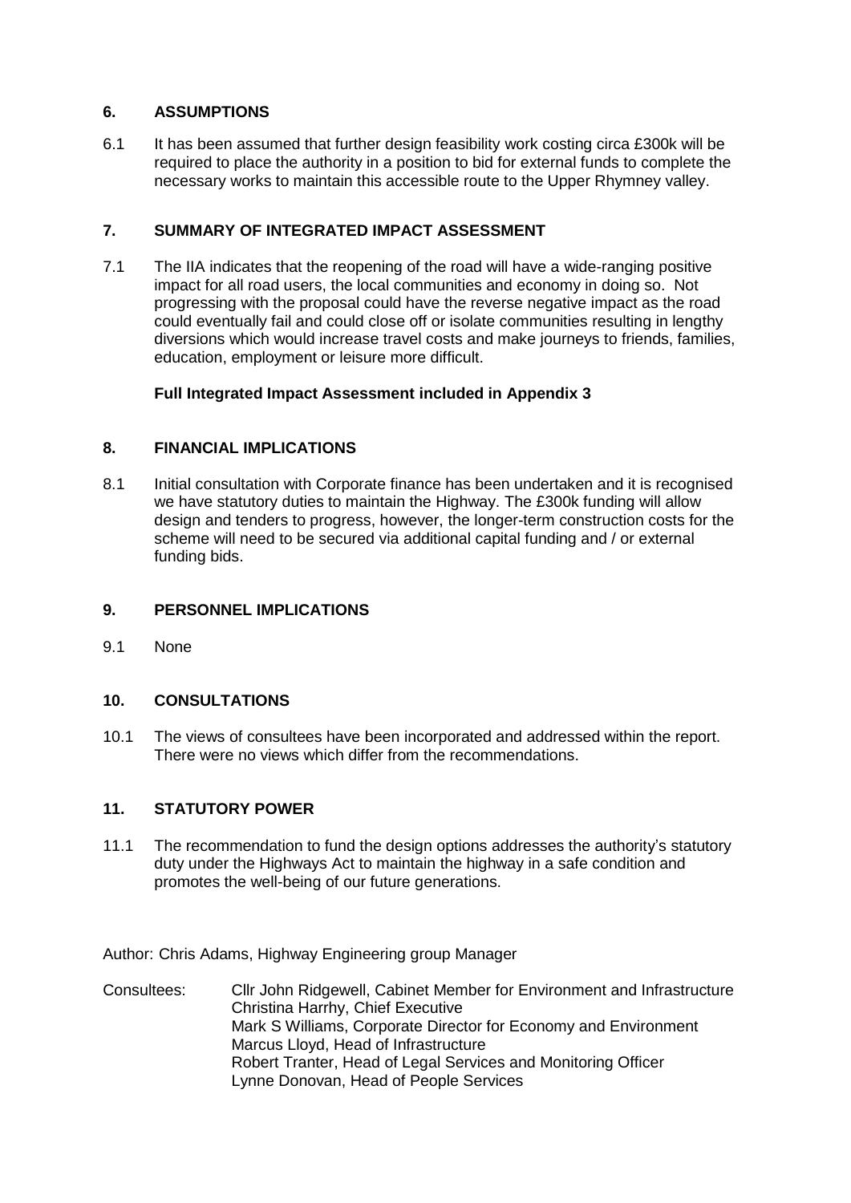## 6. ASSUMPTIONS

6.1 It has been assumed that further design feasibility work costing circa £300k will be required to place the authority in a position to bid for external funds to complete the necessary works to maintain this accessible route to the Upper Rhymney valley.

## 7. SUMMARY OF INTEGRATED IMPACT ASSESSMENT

7.1 The IIA indicates that the reopening of the road will have a wide-ranging positive impact for all road users, the local communities and economy in doing so. Not progressing with the proposal could have the reverse negative impact as the road could eventually fail and could close off or isolate communities resulting in lengthy diversions which would increase travel costs and make journeys to friends, families, education, employment or leisure more difficult.

**Full Integrated Impact Assessment included in Appendix 3**

## 8. FINANCIAL IMPLICATIONS

8.1 Initial consultation with Corporate finance has been undertaken and it is recognised we have statutory duties to maintain the Highway. The £300k funding will allow design and tenders to progress, however, the longer-term construction costs for the scheme will need to be secured via additional capital funding and / or external funding bids.

## 9. PERSONNEL IMPLICATIONS

9.1 None

## 10. CONSULTATIONS

10.1 The views of consultees have been incorporated and addressed within the report. There were no views which differ from the recommendations.

## 11. STATUTORY POWER

11.1 The recommendation to fund the design options addresses the authority's statutory duty under the Highways Act to maintain the highway in a safe condition and promotes the well-being of our future generations.

Author: Chris Adams, Highway Engineering group Manager

Consultees:
Cllr John Ridgewell, Cabinet Member for Environment and Infrastructure
Christina Harrhy, Chief Executive
Mark S Williams, Corporate Director for Economy and Environment
Marcus Lloyd, Head of Infrastructure
Robert Tranter, Head of Legal Services and Monitoring Officer
Lynne Donovan, Head of People Services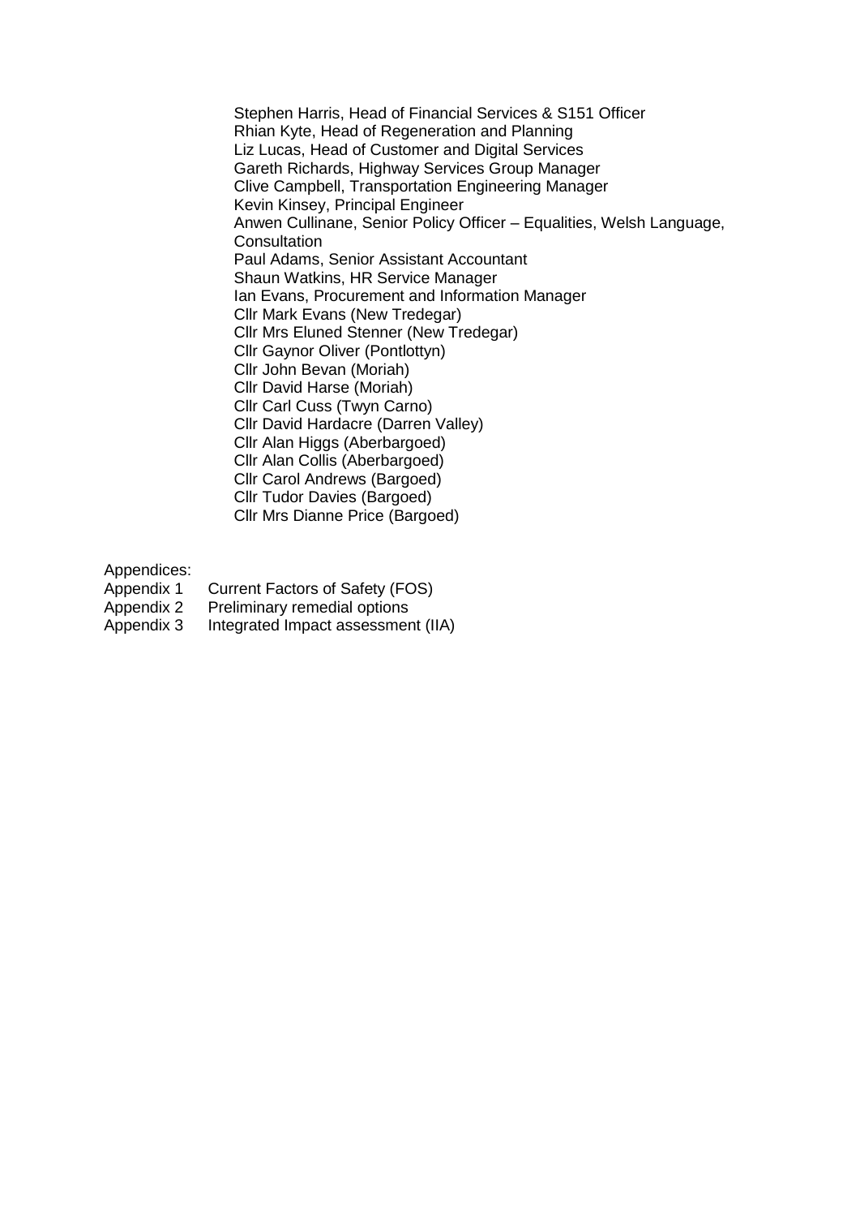Stephen Harris, Head of Financial Services & S151 Officer
Rhian Kyte, Head of Regeneration and Planning
Liz Lucas, Head of Customer and Digital Services
Gareth Richards, Highway Services Group Manager
Clive Campbell, Transportation Engineering Manager
Kevin Kinsey, Principal Engineer
Anwen Cullinane, Senior Policy Officer – Equalities, Welsh Language, Consultation
Paul Adams, Senior Assistant Accountant
Shaun Watkins, HR Service Manager
Ian Evans, Procurement and Information Manager
Cllr Mark Evans (New Tredegar)
Cllr Mrs Eluned Stenner (New Tredegar)
Cllr Gaynor Oliver (Pontlottyn)
Cllr John Bevan (Moriah)
Cllr David Harse (Moriah)
Cllr Carl Cuss (Twyn Carno)
Cllr David Hardacre (Darren Valley)
Cllr Alan Higgs (Aberbargoed)
Cllr Alan Collis (Aberbargoed)
Cllr Carol Andrews (Bargoed)
Cllr Tudor Davies (Bargoed)
Cllr Mrs Dianne Price (Bargoed)

Appendices:

Appendix 1 Current Factors of Safety (FOS)
Appendix 2 Preliminary remedial options
Appendix 3 Integrated Impact assessment (IIA)